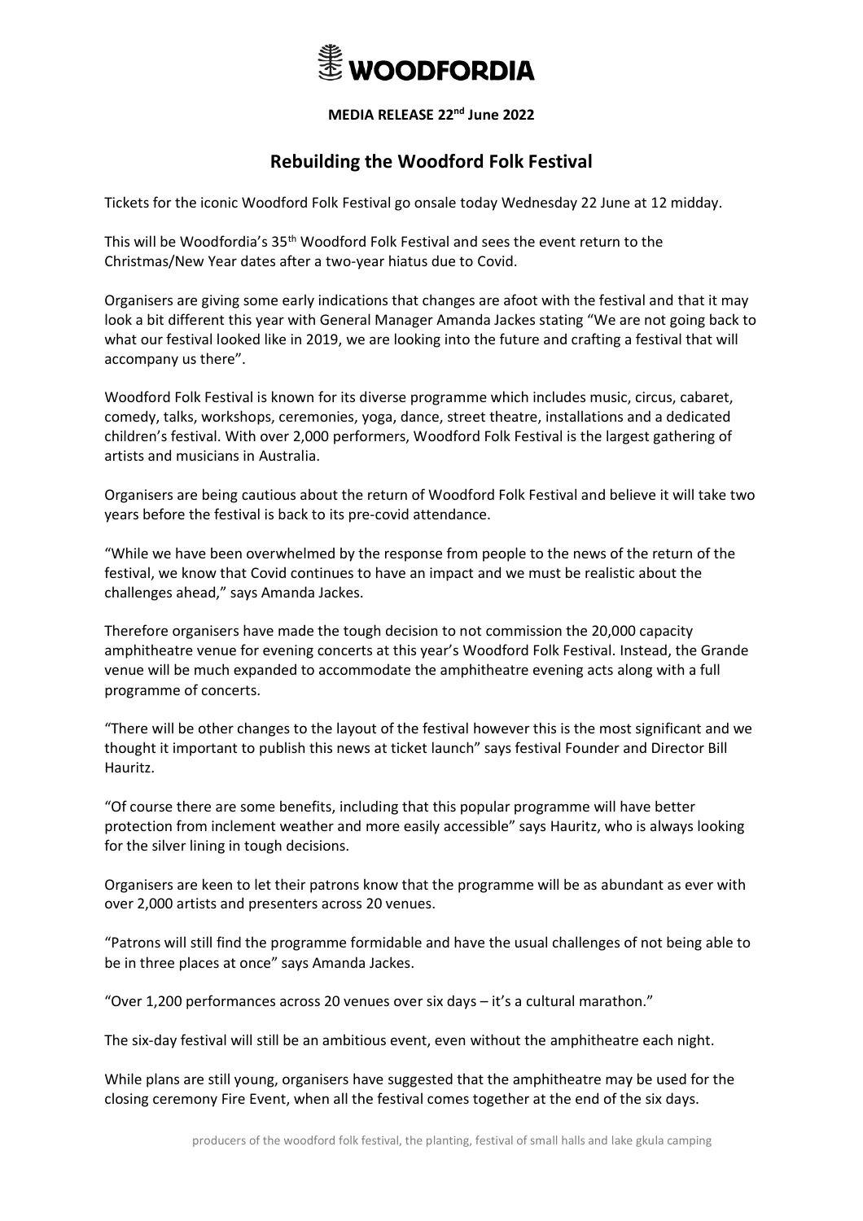WOODFORDIA

**MEDIA RELEASE 22nd June 2022**

# Rebuilding the Woodford Folk Festival

Tickets for the iconic Woodford Folk Festival go onsale today Wednesday 22 June at 12 midday.

This will be Woodfordia's 35th Woodford Folk Festival and sees the event return to the Christmas/New Year dates after a two-year hiatus due to Covid.

Organisers are giving some early indications that changes are afoot with the festival and that it may look a bit different this year with General Manager Amanda Jackes stating "We are not going back to what our festival looked like in 2019, we are looking into the future and crafting a festival that will accompany us there".

Woodford Folk Festival is known for its diverse programme which includes music, circus, cabaret, comedy, talks, workshops, ceremonies, yoga, dance, street theatre, installations and a dedicated children's festival. With over 2,000 performers, Woodford Folk Festival is the largest gathering of artists and musicians in Australia.

Organisers are being cautious about the return of Woodford Folk Festival and believe it will take two years before the festival is back to its pre-covid attendance.

"While we have been overwhelmed by the response from people to the news of the return of the festival, we know that Covid continues to have an impact and we must be realistic about the challenges ahead," says Amanda Jackes.

Therefore organisers have made the tough decision to not commission the 20,000 capacity amphitheatre venue for evening concerts at this year's Woodford Folk Festival. Instead, the Grande venue will be much expanded to accommodate the amphitheatre evening acts along with a full programme of concerts.

"There will be other changes to the layout of the festival however this is the most significant and we thought it important to publish this news at ticket launch" says festival Founder and Director Bill Hauritz.

"Of course there are some benefits, including that this popular programme will have better protection from inclement weather and more easily accessible" says Hauritz, who is always looking for the silver lining in tough decisions.

Organisers are keen to let their patrons know that the programme will be as abundant as ever with over 2,000 artists and presenters across 20 venues.

"Patrons will still find the programme formidable and have the usual challenges of not being able to be in three places at once" says Amanda Jackes.

"Over 1,200 performances across 20 venues over six days – it's a cultural marathon."

The six-day festival will still be an ambitious event, even without the amphitheatre each night.

While plans are still young, organisers have suggested that the amphitheatre may be used for the closing ceremony Fire Event, when all the festival comes together at the end of the six days.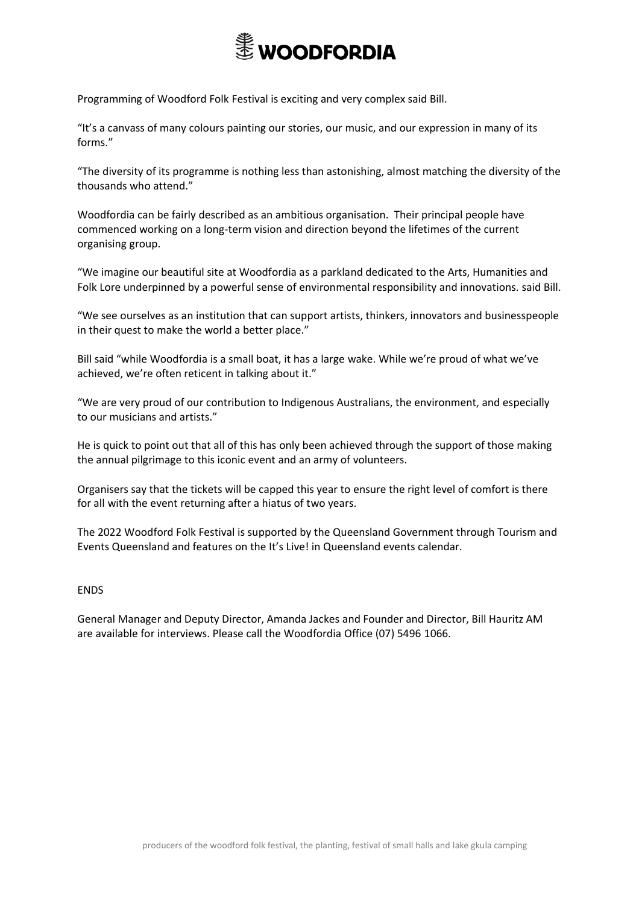Programming of Woodford Folk Festival is exciting and very complex said Bill.

“It’s a canvass of many colours painting our stories, our music, and our expression in many of its forms.”

“The diversity of its programme is nothing less than astonishing, almost matching the diversity of the thousands who attend.”

Woodfordia can be fairly described as an ambitious organisation. Their principal people have commenced working on a long-term vision and direction beyond the lifetimes of the current organising group.

“We imagine our beautiful site at Woodfordia as a parkland dedicated to the Arts, Humanities and Folk Lore underpinned by a powerful sense of environmental responsibility and innovations. said Bill.

“We see ourselves as an institution that can support artists, thinkers, innovators and businesspeople in their quest to make the world a better place.”

Bill said “while Woodfordia is a small boat, it has a large wake. While we’re proud of what we’ve achieved, we’re often reticent in talking about it.”

“We are very proud of our contribution to Indigenous Australians, the environment, and especially to our musicians and artists.”

He is quick to point out that all of this has only been achieved through the support of those making the annual pilgrimage to this iconic event and an army of volunteers.

Organisers say that the tickets will be capped this year to ensure the right level of comfort is there for all with the event returning after a hiatus of two years.

The 2022 Woodford Folk Festival is supported by the Queensland Government through Tourism and Events Queensland and features on the It’s Live! in Queensland events calendar.

ENDS

General Manager and Deputy Director, Amanda Jackes and Founder and Director, Bill Hauritz AM are available for interviews. Please call the Woodfordia Office (07) 5496 1066.